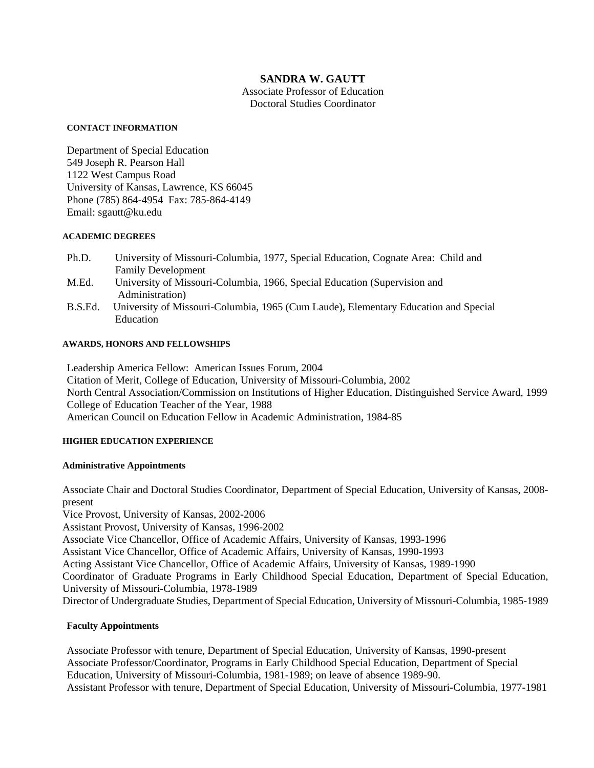# SANDRA W. GAUTT

Associate Professor of Education
Doctoral Studies Coordinator

## CONTACT INFORMATION

Department of Special Education
549 Joseph R. Pearson Hall
1122 West Campus Road
University of Kansas, Lawrence, KS 66045
Phone (785) 864-4954 Fax: 785-864-4149
Email: sgautt@ku.edu

## ACADEMIC DEGREES

Ph.D. University of Missouri-Columbia, 1977, Special Education, Cognate Area: Child and Family Development

M.Ed. University of Missouri-Columbia, 1966, Special Education (Supervision and Administration)

B.S.Ed. University of Missouri-Columbia, 1965 (Cum Laude), Elementary Education and Special Education

## AWARDS, HONORS AND FELLOWSHIPS

Leadership America Fellow: American Issues Forum, 2004
Citation of Merit, College of Education, University of Missouri-Columbia, 2002
North Central Association/Commission on Institutions of Higher Education, Distinguished Service Award, 1999
College of Education Teacher of the Year, 1988
American Council on Education Fellow in Academic Administration, 1984-85

## HIGHER EDUCATION EXPERIENCE

### Administrative Appointments

Associate Chair and Doctoral Studies Coordinator, Department of Special Education, University of Kansas, 2008-present
Vice Provost, University of Kansas, 2002-2006
Assistant Provost, University of Kansas, 1996-2002
Associate Vice Chancellor, Office of Academic Affairs, University of Kansas, 1993-1996
Assistant Vice Chancellor, Office of Academic Affairs, University of Kansas, 1990-1993
Acting Assistant Vice Chancellor, Office of Academic Affairs, University of Kansas, 1989-1990
Coordinator of Graduate Programs in Early Childhood Special Education, Department of Special Education, University of Missouri-Columbia, 1978-1989
Director of Undergraduate Studies, Department of Special Education, University of Missouri-Columbia, 1985-1989

### Faculty Appointments

Associate Professor with tenure, Department of Special Education, University of Kansas, 1990-present
Associate Professor/Coordinator, Programs in Early Childhood Special Education, Department of Special Education, University of Missouri-Columbia, 1981-1989; on leave of absence 1989-90.
Assistant Professor with tenure, Department of Special Education, University of Missouri-Columbia, 1977-1981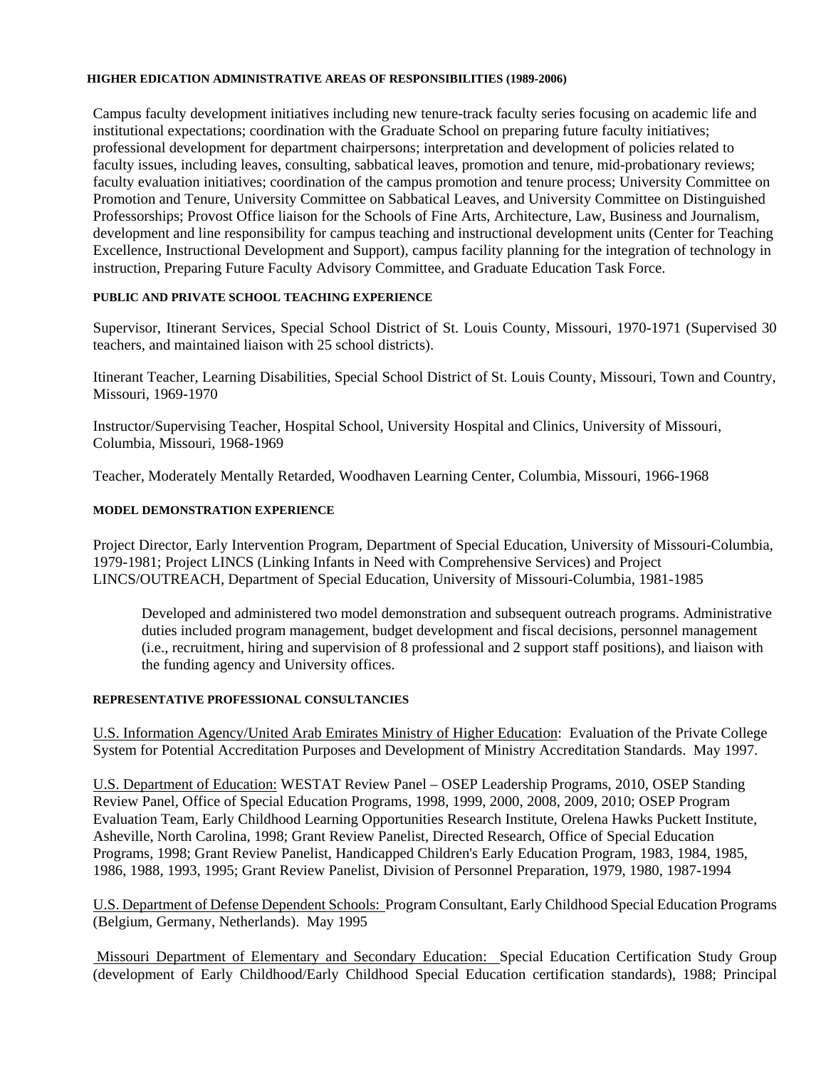#### HIGHER EDICATION ADMINISTRATIVE AREAS OF RESPONSIBILITIES (1989-2006)

Campus faculty development initiatives including new tenure-track faculty series focusing on academic life and institutional expectations; coordination with the Graduate School on preparing future faculty initiatives; professional development for department chairpersons; interpretation and development of policies related to faculty issues, including leaves, consulting, sabbatical leaves, promotion and tenure, mid-probationary reviews; faculty evaluation initiatives; coordination of the campus promotion and tenure process; University Committee on Promotion and Tenure, University Committee on Sabbatical Leaves, and University Committee on Distinguished Professorships; Provost Office liaison for the Schools of Fine Arts, Architecture, Law, Business and Journalism, development and line responsibility for campus teaching and instructional development units (Center for Teaching Excellence, Instructional Development and Support), campus facility planning for the integration of technology in instruction, Preparing Future Faculty Advisory Committee, and Graduate Education Task Force.

#### PUBLIC AND PRIVATE SCHOOL TEACHING EXPERIENCE

Supervisor, Itinerant Services, Special School District of St. Louis County, Missouri, 1970-1971 (Supervised 30 teachers, and maintained liaison with 25 school districts).

Itinerant Teacher, Learning Disabilities, Special School District of St. Louis County, Missouri, Town and Country, Missouri, 1969-1970

Instructor/Supervising Teacher, Hospital School, University Hospital and Clinics, University of Missouri, Columbia, Missouri, 1968-1969

Teacher, Moderately Mentally Retarded, Woodhaven Learning Center, Columbia, Missouri, 1966-1968

#### MODEL DEMONSTRATION EXPERIENCE

Project Director, Early Intervention Program, Department of Special Education, University of Missouri-Columbia, 1979-1981; Project LINCS (Linking Infants in Need with Comprehensive Services) and Project LINCS/OUTREACH, Department of Special Education, University of Missouri-Columbia, 1981-1985

> Developed and administered two model demonstration and subsequent outreach programs. Administrative duties included program management, budget development and fiscal decisions, personnel management (i.e., recruitment, hiring and supervision of 8 professional and 2 support staff positions), and liaison with the funding agency and University offices.

#### REPRESENTATIVE PROFESSIONAL CONSULTANCIES

<u>U.S. Information Agency/United Arab Emirates Ministry of Higher Education</u>: Evaluation of the Private College System for Potential Accreditation Purposes and Development of Ministry Accreditation Standards. May 1997.

<u>U.S. Department of Education:</u> WESTAT Review Panel – OSEP Leadership Programs, 2010, OSEP Standing Review Panel, Office of Special Education Programs, 1998, 1999, 2000, 2008, 2009, 2010; OSEP Program Evaluation Team, Early Childhood Learning Opportunities Research Institute, Orelena Hawks Puckett Institute, Asheville, North Carolina, 1998; Grant Review Panelist, Directed Research, Office of Special Education Programs, 1998; Grant Review Panelist, Handicapped Children's Early Education Program, 1983, 1984, 1985, 1986, 1988, 1993, 1995; Grant Review Panelist, Division of Personnel Preparation, 1979, 1980, 1987-1994

<u>U.S. Department of Defense Dependent Schools:</u> Program Consultant, Early Childhood Special Education Programs (Belgium, Germany, Netherlands). May 1995

<u>Missouri Department of Elementary and Secondary Education:</u> Special Education Certification Study Group (development of Early Childhood/Early Childhood Special Education certification standards), 1988; Principal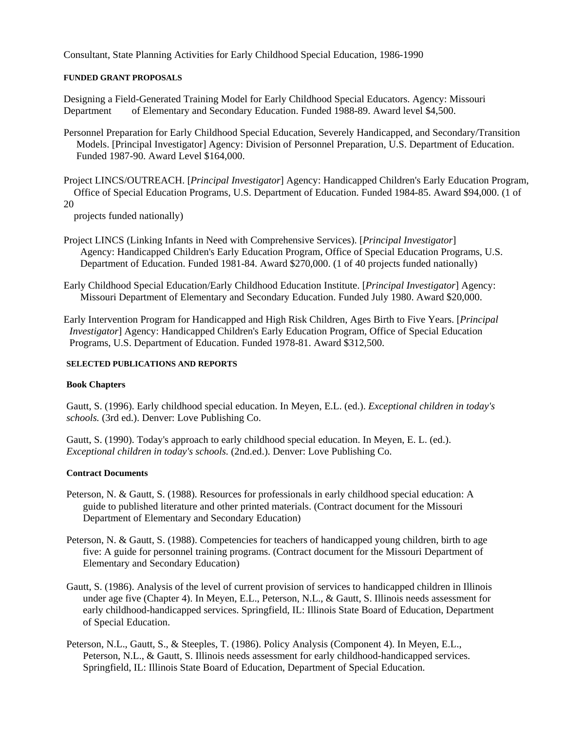Consultant, State Planning Activities for Early Childhood Special Education, 1986-1990

#### FUNDED GRANT PROPOSALS

Designing a Field-Generated Training Model for Early Childhood Special Educators. Agency: Missouri Department of Elementary and Secondary Education. Funded 1988-89. Award level $4,500.

Personnel Preparation for Early Childhood Special Education, Severely Handicapped, and Secondary/Transition Models. [Principal Investigator] Agency: Division of Personnel Preparation, U.S. Department of Education. Funded 1987-90. Award Level $164,000.

Project LINCS/OUTREACH. [*Principal Investigator*] Agency: Handicapped Children's Early Education Program, Office of Special Education Programs, U.S. Department of Education. Funded 1984-85. Award $94,000. (1 of 20 projects funded nationally)

Project LINCS (Linking Infants in Need with Comprehensive Services). [*Principal Investigator*] Agency: Handicapped Children's Early Education Program, Office of Special Education Programs, U.S. Department of Education. Funded 1981-84. Award $270,000. (1 of 40 projects funded nationally)

Early Childhood Special Education/Early Childhood Education Institute. [*Principal Investigator*] Agency: Missouri Department of Elementary and Secondary Education. Funded July 1980. Award $20,000.

Early Intervention Program for Handicapped and High Risk Children, Ages Birth to Five Years. [*Principal Investigator*] Agency: Handicapped Children's Early Education Program, Office of Special Education Programs, U.S. Department of Education. Funded 1978-81. Award $312,500.

#### SELECTED PUBLICATIONS AND REPORTS

**Book Chapters**

Gautt, S. (1996). Early childhood special education. In Meyen, E.L. (ed.). *Exceptional children in today's schools.* (3rd ed.). Denver: Love Publishing Co.

Gautt, S. (1990). Today's approach to early childhood special education. In Meyen, E. L. (ed.). *Exceptional children in today's schools.* (2nd.ed.). Denver: Love Publishing Co.

**Contract Documents**

Peterson, N. & Gautt, S. (1988). Resources for professionals in early childhood special education: A guide to published literature and other printed materials. (Contract document for the Missouri Department of Elementary and Secondary Education)

Peterson, N. & Gautt, S. (1988). Competencies for teachers of handicapped young children, birth to age five: A guide for personnel training programs. (Contract document for the Missouri Department of Elementary and Secondary Education)

Gautt, S. (1986). Analysis of the level of current provision of services to handicapped children in Illinois under age five (Chapter 4). In Meyen, E.L., Peterson, N.L., & Gautt, S. Illinois needs assessment for early childhood-handicapped services. Springfield, IL: Illinois State Board of Education, Department of Special Education.

Peterson, N.L., Gautt, S., & Steeples, T. (1986). Policy Analysis (Component 4). In Meyen, E.L., Peterson, N.L., & Gautt, S. Illinois needs assessment for early childhood-handicapped services. Springfield, IL: Illinois State Board of Education, Department of Special Education.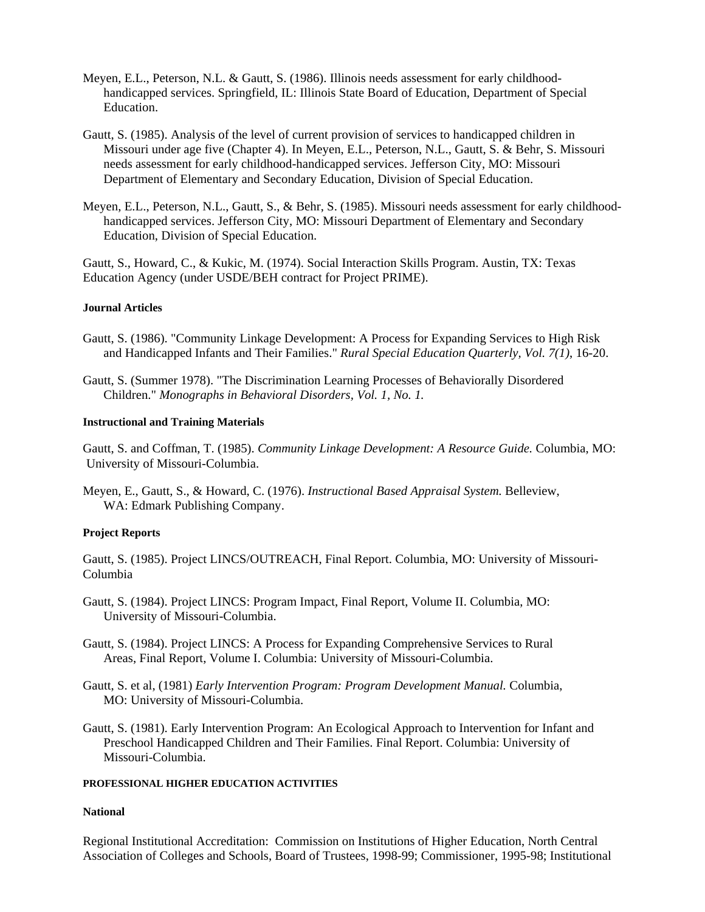Meyen, E.L., Peterson, N.L. & Gautt, S. (1986). Illinois needs assessment for early childhood-handicapped services. Springfield, IL: Illinois State Board of Education, Department of Special Education.

Gautt, S. (1985). Analysis of the level of current provision of services to handicapped children in Missouri under age five (Chapter 4). In Meyen, E.L., Peterson, N.L., Gautt, S. & Behr, S. Missouri needs assessment for early childhood-handicapped services. Jefferson City, MO: Missouri Department of Elementary and Secondary Education, Division of Special Education.

Meyen, E.L., Peterson, N.L., Gautt, S., & Behr, S. (1985). Missouri needs assessment for early childhood-handicapped services. Jefferson City, MO: Missouri Department of Elementary and Secondary Education, Division of Special Education.

Gautt, S., Howard, C., & Kukic, M. (1974). Social Interaction Skills Program. Austin, TX: Texas Education Agency (under USDE/BEH contract for Project PRIME).

**Journal Articles**

Gautt, S. (1986). "Community Linkage Development: A Process for Expanding Services to High Risk and Handicapped Infants and Their Families." *Rural Special Education Quarterly, Vol. 7(1)*, 16-20.

Gautt, S. (Summer 1978). "The Discrimination Learning Processes of Behaviorally Disordered Children." *Monographs in Behavioral Disorders, Vol. 1, No. 1.*

**Instructional and Training Materials**

Gautt, S. and Coffman, T. (1985). *Community Linkage Development: A Resource Guide.* Columbia, MO: University of Missouri-Columbia.

Meyen, E., Gautt, S., & Howard, C. (1976). *Instructional Based Appraisal System.* Belleview, WA: Edmark Publishing Company.

**Project Reports**

Gautt, S. (1985). Project LINCS/OUTREACH, Final Report. Columbia, MO: University of Missouri-Columbia

Gautt, S. (1984). Project LINCS: Program Impact, Final Report, Volume II. Columbia, MO: University of Missouri-Columbia.

Gautt, S. (1984). Project LINCS: A Process for Expanding Comprehensive Services to Rural Areas, Final Report, Volume I. Columbia: University of Missouri-Columbia.

Gautt, S. et al, (1981) *Early Intervention Program: Program Development Manual.* Columbia, MO: University of Missouri-Columbia.

Gautt, S. (1981). Early Intervention Program: An Ecological Approach to Intervention for Infant and Preschool Handicapped Children and Their Families. Final Report. Columbia: University of Missouri-Columbia.

**PROFESSIONAL HIGHER EDUCATION ACTIVITIES**

**National**

Regional Institutional Accreditation: Commission on Institutions of Higher Education, North Central Association of Colleges and Schools, Board of Trustees, 1998-99; Commissioner, 1995-98; Institutional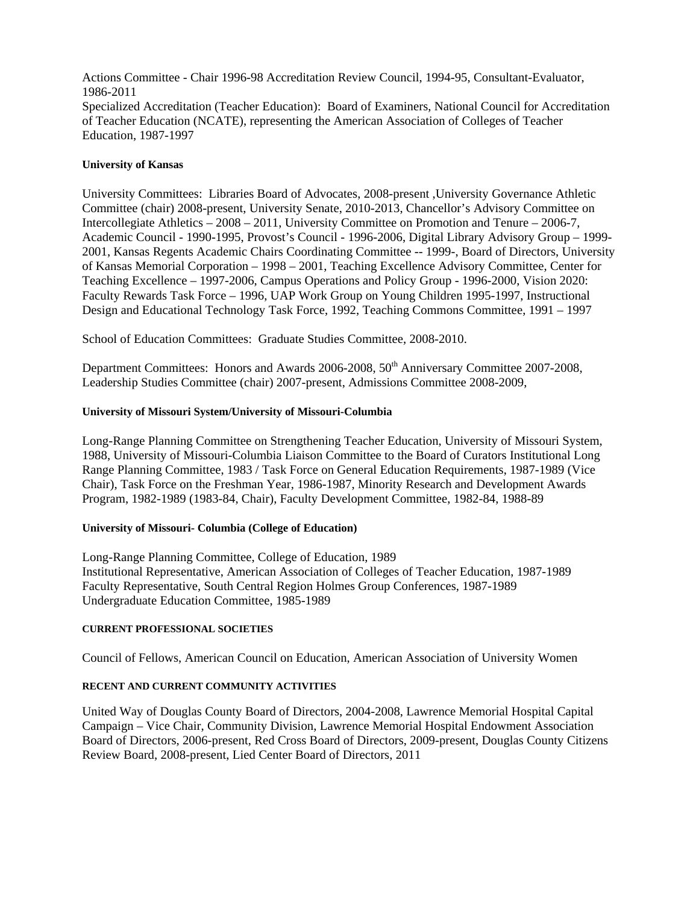Actions Committee - Chair 1996-98 Accreditation Review Council, 1994-95, Consultant-Evaluator, 1986-2011

Specialized Accreditation (Teacher Education): Board of Examiners, National Council for Accreditation of Teacher Education (NCATE), representing the American Association of Colleges of Teacher Education, 1987-1997

#### University of Kansas

University Committees: Libraries Board of Advocates, 2008-present ,University Governance Athletic Committee (chair) 2008-present, University Senate, 2010-2013, Chancellor's Advisory Committee on Intercollegiate Athletics – 2008 – 2011, University Committee on Promotion and Tenure – 2006-7, Academic Council - 1990-1995, Provost's Council - 1996-2006, Digital Library Advisory Group – 1999-2001, Kansas Regents Academic Chairs Coordinating Committee -- 1999-, Board of Directors, University of Kansas Memorial Corporation – 1998 – 2001, Teaching Excellence Advisory Committee, Center for Teaching Excellence – 1997-2006, Campus Operations and Policy Group - 1996-2000, Vision 2020: Faculty Rewards Task Force – 1996, UAP Work Group on Young Children 1995-1997, Instructional Design and Educational Technology Task Force, 1992, Teaching Commons Committee, 1991 – 1997

School of Education Committees: Graduate Studies Committee, 2008-2010.

Department Committees: Honors and Awards 2006-2008, 50th Anniversary Committee 2007-2008, Leadership Studies Committee (chair) 2007-present, Admissions Committee 2008-2009,

#### University of Missouri System/University of Missouri-Columbia

Long-Range Planning Committee on Strengthening Teacher Education, University of Missouri System, 1988, University of Missouri-Columbia Liaison Committee to the Board of Curators Institutional Long Range Planning Committee, 1983 / Task Force on General Education Requirements, 1987-1989 (Vice Chair), Task Force on the Freshman Year, 1986-1987, Minority Research and Development Awards Program, 1982-1989 (1983-84, Chair), Faculty Development Committee, 1982-84, 1988-89

#### University of Missouri- Columbia (College of Education)

Long-Range Planning Committee, College of Education, 1989
Institutional Representative, American Association of Colleges of Teacher Education, 1987-1989
Faculty Representative, South Central Region Holmes Group Conferences, 1987-1989
Undergraduate Education Committee, 1985-1989

#### CURRENT PROFESSIONAL SOCIETIES

Council of Fellows, American Council on Education, American Association of University Women

#### RECENT AND CURRENT COMMUNITY ACTIVITIES

United Way of Douglas County Board of Directors, 2004-2008, Lawrence Memorial Hospital Capital Campaign – Vice Chair, Community Division, Lawrence Memorial Hospital Endowment Association Board of Directors, 2006-present, Red Cross Board of Directors, 2009-present, Douglas County Citizens Review Board, 2008-present, Lied Center Board of Directors, 2011